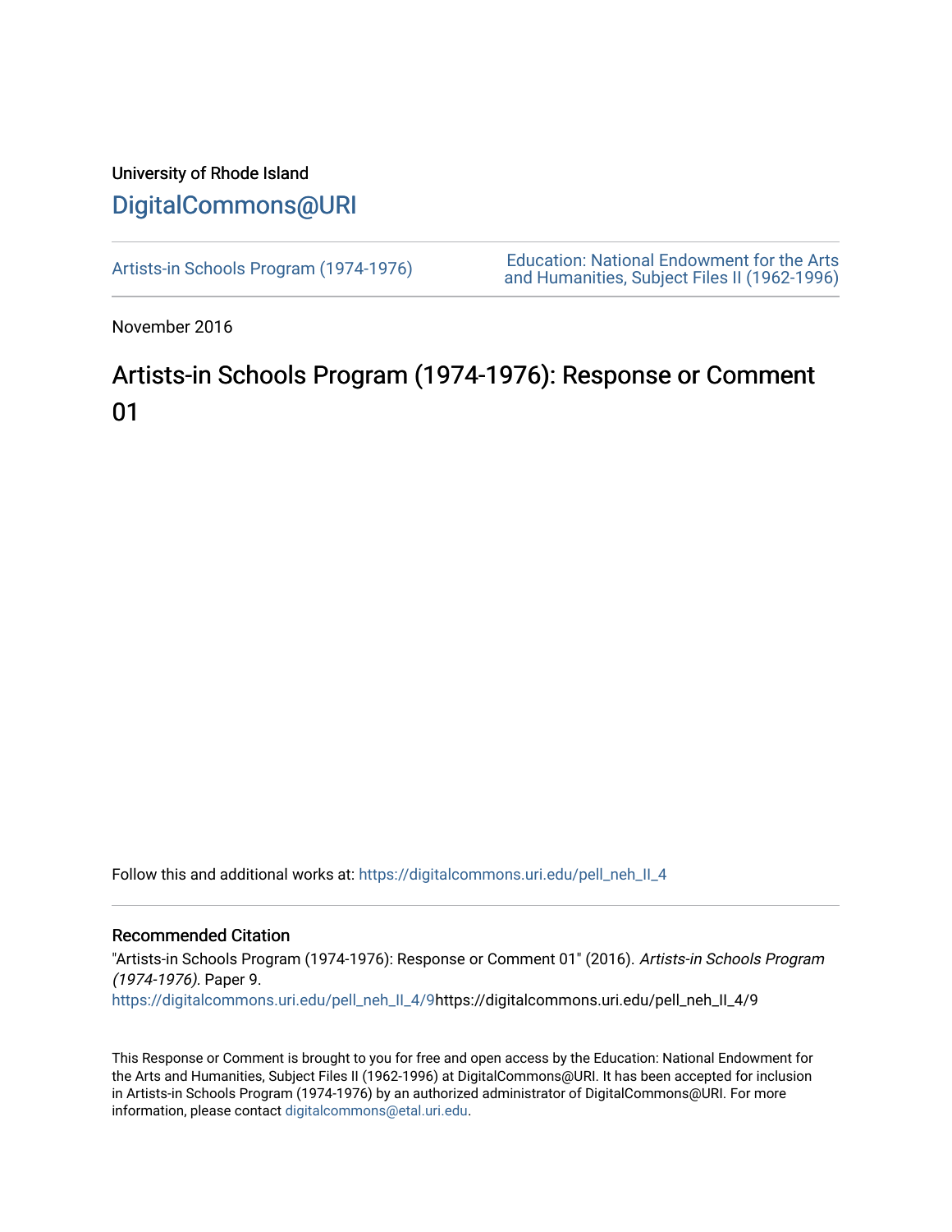University of Rhode Island

# DigitalCommons@URI

Artists-in Schools Program (1974-1976)

Education: National Endowment for the Arts and Humanities, Subject Files II (1962-1996)

November 2016

## Artists-in Schools Program (1974-1976): Response or Comment 01

Follow this and additional works at: https://digitalcommons.uri.edu/pell_neh_II_4

### Recommended Citation

"Artists-in Schools Program (1974-1976): Response or Comment 01" (2016). *Artists-in Schools Program (1974-1976)*. Paper 9.
https://digitalcommons.uri.edu/pell_neh_II_4/9https://digitalcommons.uri.edu/pell_neh_II_4/9

This Response or Comment is brought to you for free and open access by the Education: National Endowment for the Arts and Humanities, Subject Files II (1962-1996) at DigitalCommons@URI. It has been accepted for inclusion in Artists-in Schools Program (1974-1976) by an authorized administrator of DigitalCommons@URI. For more information, please contact digitalcommons@etal.uri.edu.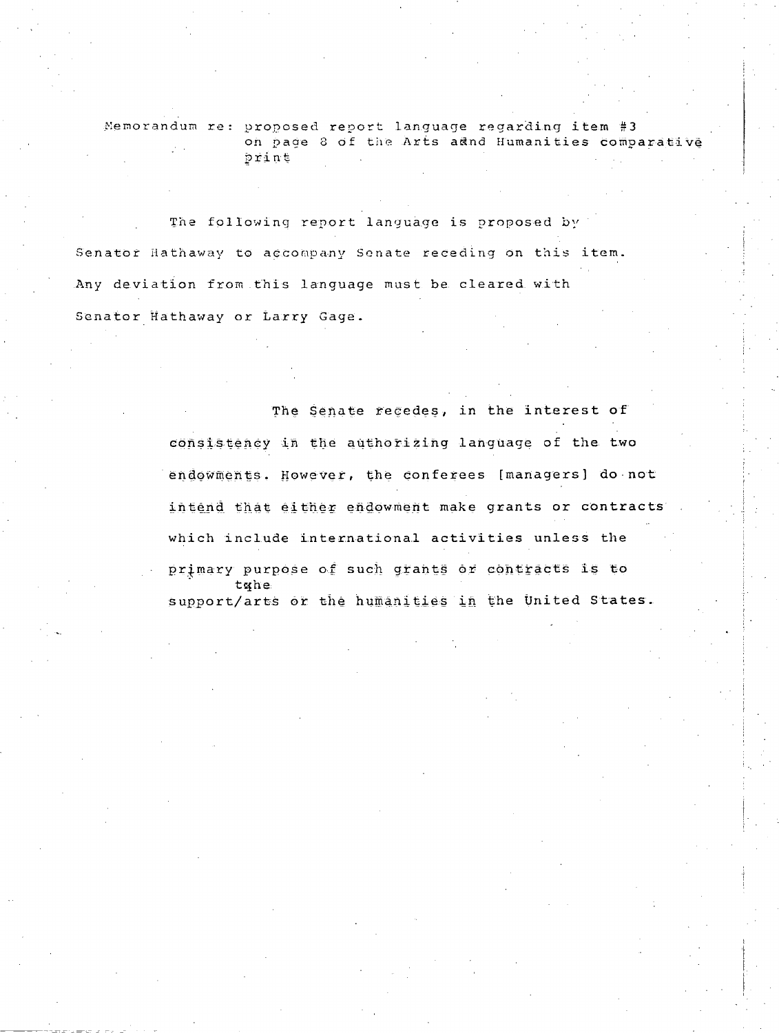Memorandum re: proposed report language regarding item #3 on page 8 of the Arts aénd Humanities comparative print

The following report language is proposed by Senator Hathaway to accompany Senate receding on this item. Any deviation from this language must be cleared with Senator Hathaway or Larry Gage.

The Senate recedes, in the interest of consistency in the authorizing language of the two endowments. However, the conferees [managers] do not intend that either endowment make grants or contracts which include international activities unless the primary purpose of such grants or contracts is to support/the arts or the humanities in the United States.